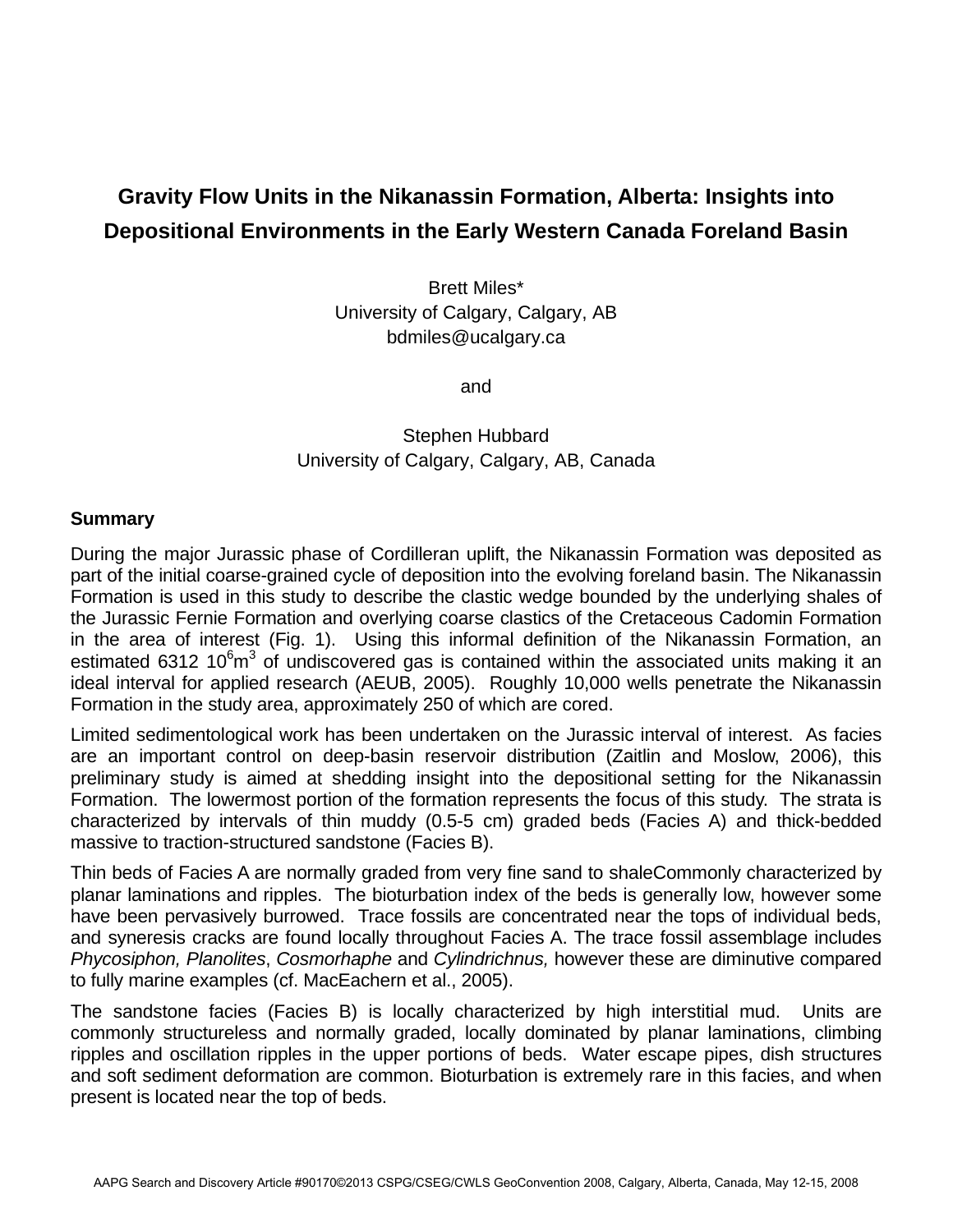# Gravity Flow Units in the Nikanassin Formation, Alberta: Insights into Depositional Environments in the Early Western Canada Foreland Basin

Brett Miles*
University of Calgary, Calgary, AB
bdmiles@ucalgary.ca

and

Stephen Hubbard
University of Calgary, Calgary, AB, Canada

## Summary

During the major Jurassic phase of Cordilleran uplift, the Nikanassin Formation was deposited as part of the initial coarse-grained cycle of deposition into the evolving foreland basin. The Nikanassin Formation is used in this study to describe the clastic wedge bounded by the underlying shales of the Jurassic Fernie Formation and overlying coarse clastics of the Cretaceous Cadomin Formation in the area of interest (Fig. 1). Using this informal definition of the Nikanassin Formation, an estimated 6312 $10^6 m^3$ of undiscovered gas is contained within the associated units making it an ideal interval for applied research (AEUB, 2005). Roughly 10,000 wells penetrate the Nikanassin Formation in the study area, approximately 250 of which are cored.

Limited sedimentological work has been undertaken on the Jurassic interval of interest. As facies are an important control on deep-basin reservoir distribution (Zaitlin and Moslow, 2006), this preliminary study is aimed at shedding insight into the depositional setting for the Nikanassin Formation. The lowermost portion of the formation represents the focus of this study. The strata is characterized by intervals of thin muddy (0.5-5 cm) graded beds (Facies A) and thick-bedded massive to traction-structured sandstone (Facies B).

Thin beds of Facies A are normally graded from very fine sand to shaleCommonly characterized by planar laminations and ripples. The bioturbation index of the beds is generally low, however some have been pervasively burrowed. Trace fossils are concentrated near the tops of individual beds, and syneresis cracks are found locally throughout Facies A. The trace fossil assemblage includes *Phycosiphon, Planolites*, *Cosmorhaphe* and *Cylindrichnus,* however these are diminutive compared to fully marine examples (cf. MacEachern et al., 2005).

The sandstone facies (Facies B) is locally characterized by high interstitial mud. Units are commonly structureless and normally graded, locally dominated by planar laminations, climbing ripples and oscillation ripples in the upper portions of beds. Water escape pipes, dish structures and soft sediment deformation are common. Bioturbation is extremely rare in this facies, and when present is located near the top of beds.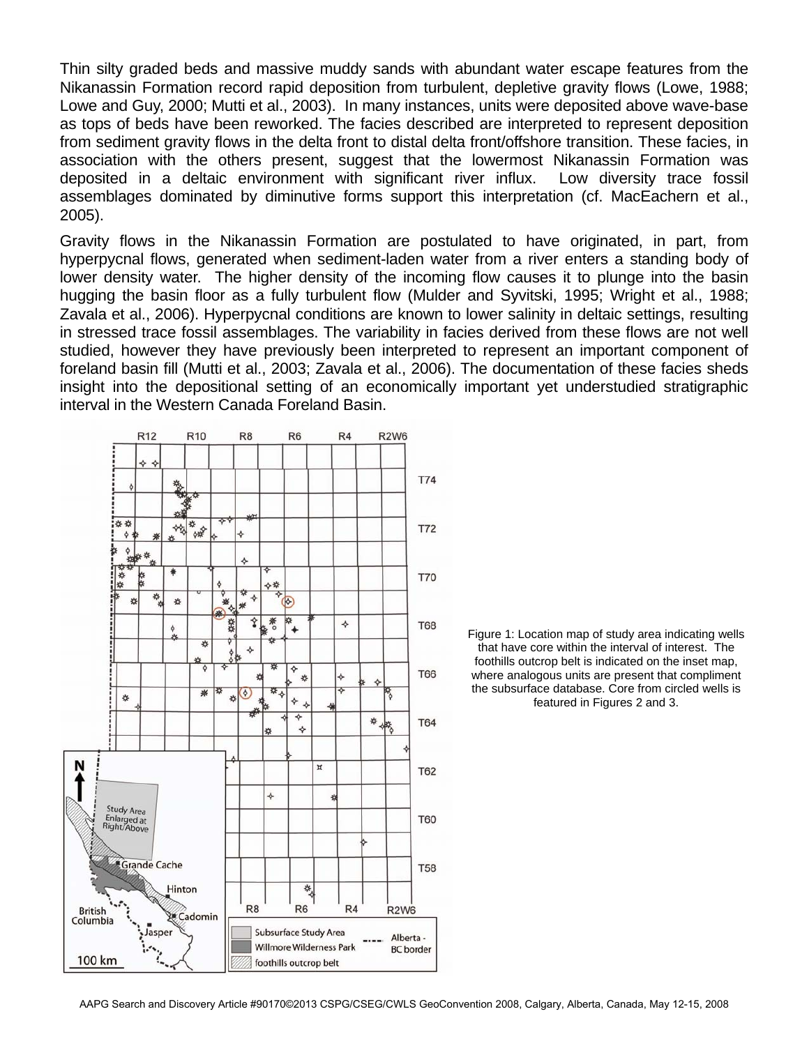Thin silty graded beds and massive muddy sands with abundant water escape features from the Nikanassin Formation record rapid deposition from turbulent, depletive gravity flows (Lowe, 1988; Lowe and Guy, 2000; Mutti et al., 2003). In many instances, units were deposited above wave-base as tops of beds have been reworked. The facies described are interpreted to represent deposition from sediment gravity flows in the delta front to distal delta front/offshore transition. These facies, in association with the others present, suggest that the lowermost Nikanassin Formation was deposited in a deltaic environment with significant river influx. Low diversity trace fossil assemblages dominated by diminutive forms support this interpretation (cf. MacEachern et al., 2005).

Gravity flows in the Nikanassin Formation are postulated to have originated, in part, from hyperpycnal flows, generated when sediment-laden water from a river enters a standing body of lower density water. The higher density of the incoming flow causes it to plunge into the basin hugging the basin floor as a fully turbulent flow (Mulder and Syvitski, 1995; Wright et al., 1988; Zavala et al., 2006). Hyperpycnal conditions are known to lower salinity in deltaic settings, resulting in stressed trace fossil assemblages. The variability in facies derived from these flows are not well studied, however they have previously been interpreted to represent an important component of foreland basin fill (Mutti et al., 2003; Zavala et al., 2006). The documentation of these facies sheds insight into the depositional setting of an economically important yet understudied stratigraphic interval in the Western Canada Foreland Basin.

R12 R10 R8 R6 R4 R2W6

T74 T72 T70 T68 T66 T64 T62 T60 T58

R8 R6 R4 R2W6

N

Study Area Enlarged at Right/Above

Grande Cache

Hinton

British Columbia

Cadomin

Jasper

100 km

Subsurface Study Area

Willmore Wilderness Park

foothills outcrop belt

Alberta - BC border

Figure 1: Location map of study area indicating wells that have core within the interval of interest. The foothills outcrop belt is indicated on the inset map, where analogous units are present that compliment the subsurface database. Core from circled wells is featured in Figures 2 and 3.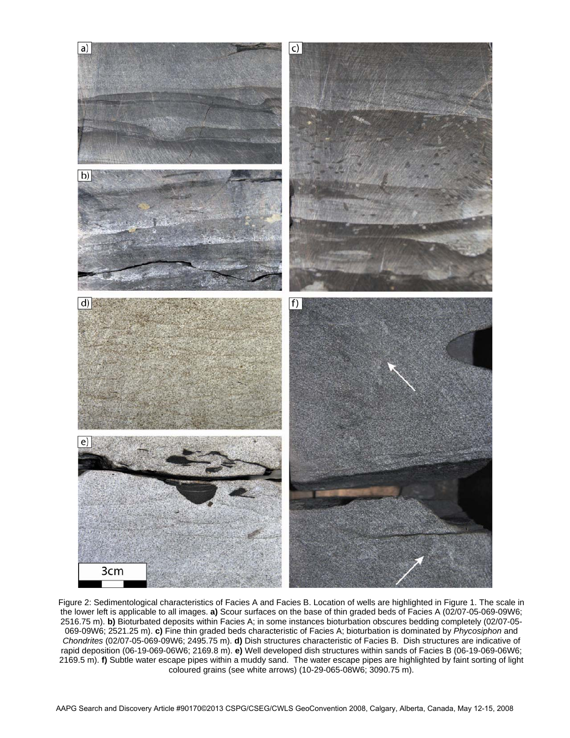a)

b)

c)

d)

e)

f)

3cm

Figure 2: Sedimentological characteristics of Facies A and Facies B. Location of wells are highlighted in Figure 1. The scale in the lower left is applicable to all images. **a)** Scour surfaces on the base of thin graded beds of Facies A (02/07-05-069-09W6; 2516.75 m). **b)** Bioturbated deposits within Facies A; in some instances bioturbation obscures bedding completely (02/07-05-069-09W6; 2521.25 m). **c)** Fine thin graded beds characteristic of Facies A; bioturbation is dominated by *Phycosiphon* and *Chondrites* (02/07-05-069-09W6; 2495.75 m). **d)** Dish structures characteristic of Facies B. Dish structures are indicative of rapid deposition (06-19-069-06W6; 2169.8 m). **e)** Well developed dish structures within sands of Facies B (06-19-069-06W6; 2169.5 m). **f)** Subtle water escape pipes within a muddy sand. The water escape pipes are highlighted by faint sorting of light coloured grains (see white arrows) (10-29-065-08W6; 3090.75 m).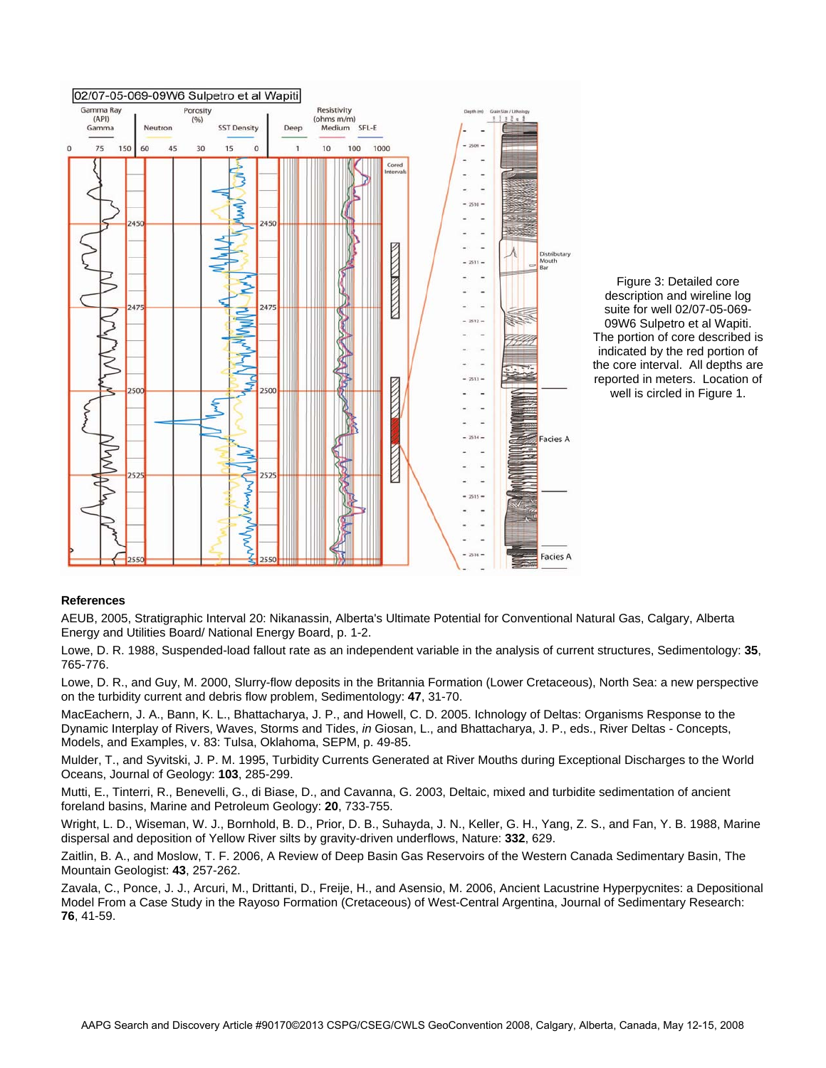02/07-05-069-09W6 Sulpetro et al Wapiti

Gamma Ray (API) Gamma

Porosity (%) Neutron SST Density

Resistivity (ohms m/m) Deep Medium SFL-E

0 75 150 60 45 30 15 0 1 10 100 1000

Cored Intervals

2450 2475 2500 2525 2550

Depth (m) Grain Size / Lithology

2509 2510 2511 2512 2513 2514 2515 2516

Distributary Mouth Bar

Facies A

Facies A

Figure 3: Detailed core description and wireline log suite for well 02/07-05-069-09W6 Sulpetro et al Wapiti. The portion of core described is indicated by the red portion of the core interval. All depths are reported in meters. Location of well is circled in Figure 1.

## References

AEUB, 2005, Stratigraphic Interval 20: Nikanassin, Alberta's Ultimate Potential for Conventional Natural Gas, Calgary, Alberta Energy and Utilities Board/ National Energy Board, p. 1-2.

Lowe, D. R. 1988, Suspended-load fallout rate as an independent variable in the analysis of current structures, Sedimentology: **35**, 765-776.

Lowe, D. R., and Guy, M. 2000, Slurry-flow deposits in the Britannia Formation (Lower Cretaceous), North Sea: a new perspective on the turbidity current and debris flow problem, Sedimentology: **47**, 31-70.

MacEachern, J. A., Bann, K. L., Bhattacharya, J. P., and Howell, C. D. 2005. Ichnology of Deltas: Organisms Response to the Dynamic Interplay of Rivers, Waves, Storms and Tides, *in* Giosan, L., and Bhattacharya, J. P., eds., River Deltas - Concepts, Models, and Examples, v. 83: Tulsa, Oklahoma, SEPM, p. 49-85.

Mulder, T., and Syvitski, J. P. M. 1995, Turbidity Currents Generated at River Mouths during Exceptional Discharges to the World Oceans, Journal of Geology: **103**, 285-299.

Mutti, E., Tinterri, R., Benevelli, G., di Biase, D., and Cavanna, G. 2003, Deltaic, mixed and turbidite sedimentation of ancient foreland basins, Marine and Petroleum Geology: **20**, 733-755.

Wright, L. D., Wiseman, W. J., Bornhold, B. D., Prior, D. B., Suhayda, J. N., Keller, G. H., Yang, Z. S., and Fan, Y. B. 1988, Marine dispersal and deposition of Yellow River silts by gravity-driven underflows, Nature: **332**, 629.

Zaitlin, B. A., and Moslow, T. F. 2006, A Review of Deep Basin Gas Reservoirs of the Western Canada Sedimentary Basin, The Mountain Geologist: **43**, 257-262.

Zavala, C., Ponce, J. J., Arcuri, M., Drittanti, D., Freije, H., and Asensio, M. 2006, Ancient Lacustrine Hyperpycnites: a Depositional Model From a Case Study in the Rayoso Formation (Cretaceous) of West-Central Argentina, Journal of Sedimentary Research: **76**, 41-59.